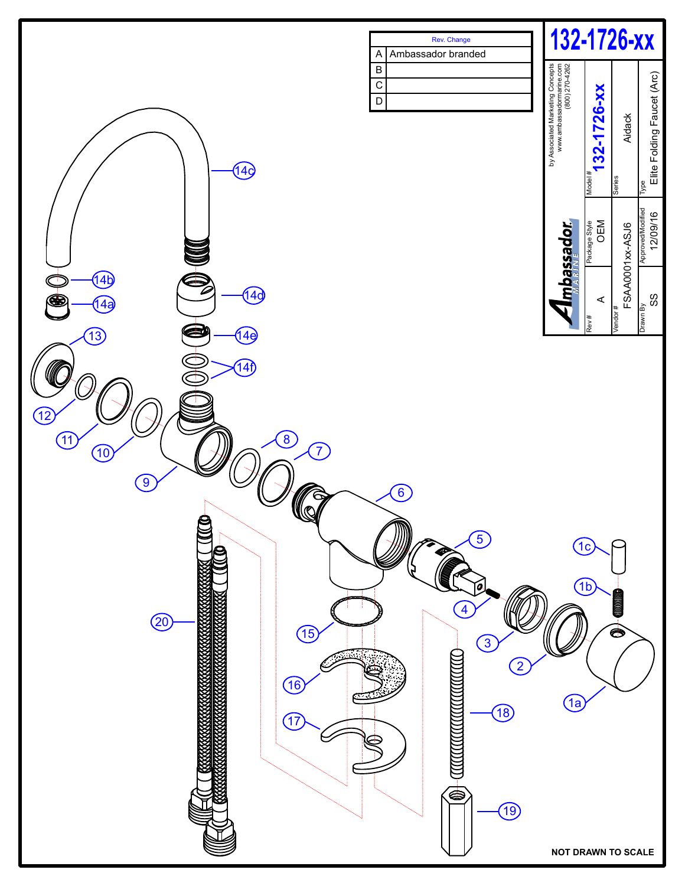# 132-1726-xx

| Rev. | Change |
| --- | --- |
| A | Ambassador branded |
| B | |
| C | |
| D | |

Ambassador MARINE

by Associated Marketing Concepts
www.ambassadormarine.com
(800) 270-4262

| Rev # | Package Style | Model # |
| --- | --- | --- |
| A | OEM | 132-1726-xx |

| Vendor # | Series |
| --- | --- |
| FSAA0001xx-ASJ6 | Aidack |

| Drawn By | Approved/Modified | Type |
| --- | --- | --- |
| SS | 12/09/16 | Elite Folding Faucet (Arc) |

1a, 1b, 1c, 2, 3, 4, 5, 6, 7, 8, 9, 10, 11, 12, 13, 14a, 14b, 14c, 14d, 14e, 14f, 15, 16, 17, 18, 19, 20

NOT DRAWN TO SCALE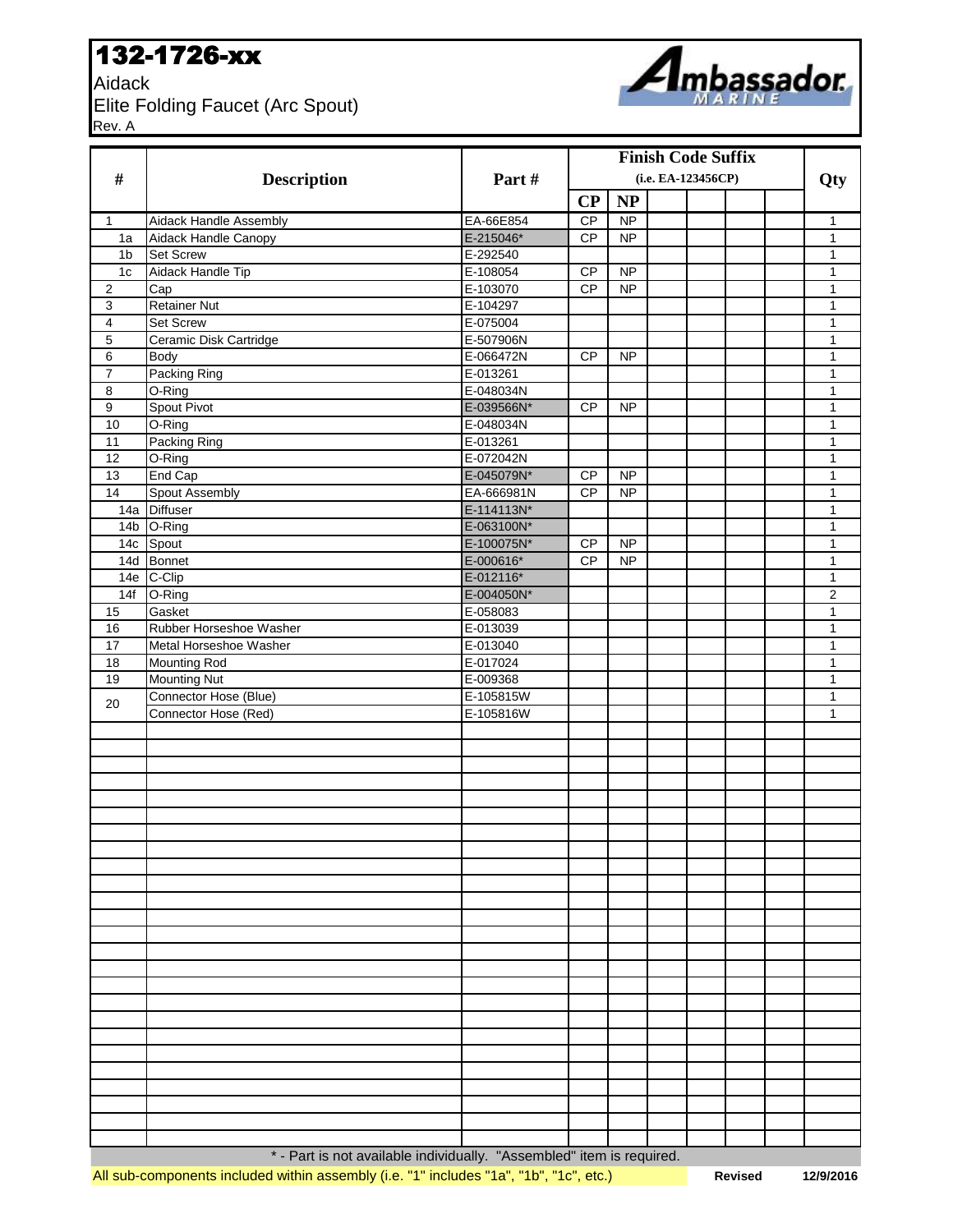# 132-1726-xx

Aidack

Elite Folding Faucet (Arc Spout)

Rev. A

Ambassador Marine

| # | Description | Part # | Finish Code Suffix (i.e. EA-123456CP) | | | | | | Qty |
|---|---|---|---|---|---|---|---|---|---|
| | | | CP | NP | | | | | |
| 1 | Aidack Handle Assembly | EA-66E854 | CP | NP | | | | | 1 |
| 1a | Aidack Handle Canopy | E-215046* | CP | NP | | | | | 1 |
| 1b | Set Screw | E-292540 | | | | | | | 1 |
| 1c | Aidack Handle Tip | E-108054 | CP | NP | | | | | 1 |
| 2 | Cap | E-103070 | CP | NP | | | | | 1 |
| 3 | Retainer Nut | E-104297 | | | | | | | 1 |
| 4 | Set Screw | E-075004 | | | | | | | 1 |
| 5 | Ceramic Disk Cartridge | E-507906N | | | | | | | 1 |
| 6 | Body | E-066472N | CP | NP | | | | | 1 |
| 7 | Packing Ring | E-013261 | | | | | | | 1 |
| 8 | O-Ring | E-048034N | | | | | | | 1 |
| 9 | Spout Pivot | E-039566N* | CP | NP | | | | | 1 |
| 10 | O-Ring | E-048034N | | | | | | | 1 |
| 11 | Packing Ring | E-013261 | | | | | | | 1 |
| 12 | O-Ring | E-072042N | | | | | | | 1 |
| 13 | End Cap | E-045079N* | CP | NP | | | | | 1 |
| 14 | Spout Assembly | EA-666981N | CP | NP | | | | | 1 |
| 14a | Diffuser | E-114113N* | | | | | | | 1 |
| 14b | O-Ring | E-063100N* | | | | | | | 1 |
| 14c | Spout | E-100075N* | CP | NP | | | | | 1 |
| 14d | Bonnet | E-000616* | CP | NP | | | | | 1 |
| 14e | C-Clip | E-012116* | | | | | | | 1 |
| 14f | O-Ring | E-004050N* | | | | | | | 2 |
| 15 | Gasket | E-058083 | | | | | | | 1 |
| 16 | Rubber Horseshoe Washer | E-013039 | | | | | | | 1 |
| 17 | Metal Horseshoe Washer | E-013040 | | | | | | | 1 |
| 18 | Mounting Rod | E-017024 | | | | | | | 1 |
| 19 | Mounting Nut | E-009368 | | | | | | | 1 |
| 20 | Connector Hose (Blue) | E-105815W | | | | | | | 1 |
| | Connector Hose (Red) | E-105816W | | | | | | | 1 |

* - Part is not available individually. "Assembled" item is required.

All sub-components included within assembly (i.e. "1" includes "1a", "1b", "1c", etc.)

**Revised** **12/9/2016**